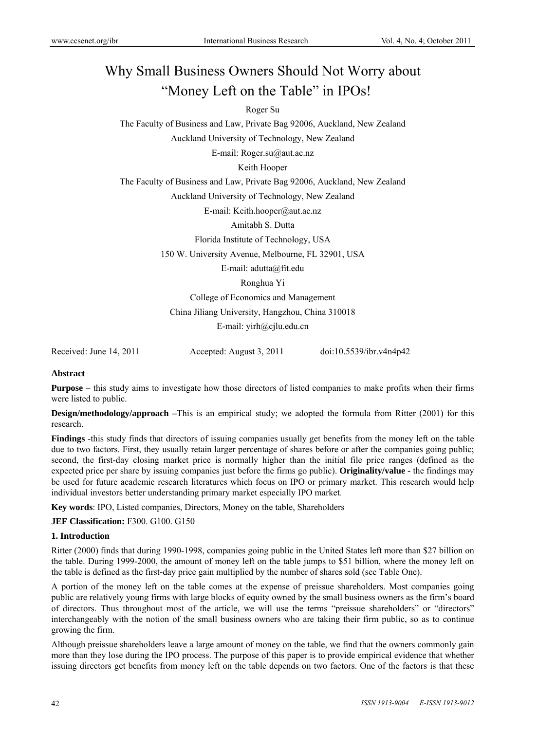# Why Small Business Owners Should Not Worry about "Money Left on the Table" in IPOs!

Roger Su

The Faculty of Business and Law, Private Bag 92006, Auckland, New Zealand

Auckland University of Technology, New Zealand

E-mail: Roger.su@aut.ac.nz

Keith Hooper

The Faculty of Business and Law, Private Bag 92006, Auckland, New Zealand

Auckland University of Technology, New Zealand

E-mail: Keith.hooper@aut.ac.nz

Amitabh S. Dutta

Florida Institute of Technology, USA

150 W. University Avenue, Melbourne, FL 32901, USA

E-mail: adutta@fit.edu

Ronghua Yi

College of Economics and Management

China Jiliang University, Hangzhou, China 310018

E-mail: yirh@cjlu.edu.cn

Received: June 14, 2011 Accepted: August 3, 2011 doi:10.5539/ibr.v4n4p42

**Abstract**

**Purpose** – this study aims to investigate how those directors of listed companies to make profits when their firms were listed to public.

**Design/methodology/approach –**This is an empirical study; we adopted the formula from Ritter (2001) for this research.

**Findings** -this study finds that directors of issuing companies usually get benefits from the money left on the table due to two factors. First, they usually retain larger percentage of shares before or after the companies going public; second, the first-day closing market price is normally higher than the initial file price ranges (defined as the expected price per share by issuing companies just before the firms go public). **Originality/value** - the findings may be used for future academic research literatures which focus on IPO or primary market. This research would help individual investors better understanding primary market especially IPO market.

**Key words**: IPO, Listed companies, Directors, Money on the table, Shareholders

**JEF Classification:** F300. G100. G150

## 1. Introduction

Ritter (2000) finds that during 1990-1998, companies going public in the United States left more than $27 billion on the table. During 1999-2000, the amount of money left on the table jumps to $51 billion, where the money left on the table is defined as the first-day price gain multiplied by the number of shares sold (see Table One).

A portion of the money left on the table comes at the expense of preissue shareholders. Most companies going public are relatively young firms with large blocks of equity owned by the small business owners as the firm's board of directors. Thus throughout most of the article, we will use the terms "preissue shareholders" or "directors" interchangeably with the notion of the small business owners who are taking their firm public, so as to continue growing the firm.

Although preissue shareholders leave a large amount of money on the table, we find that the owners commonly gain more than they lose during the IPO process. The purpose of this paper is to provide empirical evidence that whether issuing directors get benefits from money left on the table depends on two factors. One of the factors is that these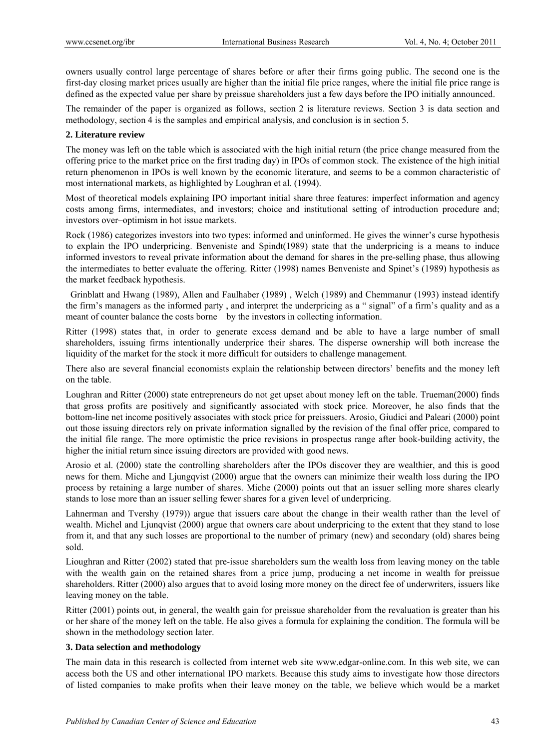owners usually control large percentage of shares before or after their firms going public. The second one is the first-day closing market prices usually are higher than the initial file price ranges, where the initial file price range is defined as the expected value per share by preissue shareholders just a few days before the IPO initially announced.

The remainder of the paper is organized as follows, section 2 is literature reviews. Section 3 is data section and methodology, section 4 is the samples and empirical analysis, and conclusion is in section 5.

## 2. Literature review

The money was left on the table which is associated with the high initial return (the price change measured from the offering price to the market price on the first trading day) in IPOs of common stock. The existence of the high initial return phenomenon in IPOs is well known by the economic literature, and seems to be a common characteristic of most international markets, as highlighted by Loughran et al. (1994).

Most of theoretical models explaining IPO important initial share three features: imperfect information and agency costs among firms, intermediates, and investors; choice and institutional setting of introduction procedure and; investors over–optimism in hot issue markets.

Rock (1986) categorizes investors into two types: informed and uninformed. He gives the winner's curse hypothesis to explain the IPO underpricing. Benveniste and Spindt(1989) state that the underpricing is a means to induce informed investors to reveal private information about the demand for shares in the pre-selling phase, thus allowing the intermediates to better evaluate the offering. Ritter (1998) names Benveniste and Spinet's (1989) hypothesis as the market feedback hypothesis.

Grinblatt and Hwang (1989), Allen and Faulhaber (1989) , Welch (1989) and Chemmanur (1993) instead identify the firm's managers as the informed party , and interpret the underpricing as a " signal" of a firm's quality and as a meant of counter balance the costs borne by the investors in collecting information.

Ritter (1998) states that, in order to generate excess demand and be able to have a large number of small shareholders, issuing firms intentionally underprice their shares. The disperse ownership will both increase the liquidity of the market for the stock it more difficult for outsiders to challenge management.

There also are several financial economists explain the relationship between directors' benefits and the money left on the table.

Loughran and Ritter (2000) state entrepreneurs do not get upset about money left on the table. Trueman(2000) finds that gross profits are positively and significantly associated with stock price. Moreover, he also finds that the bottom-line net income positively associates with stock price for preissuers. Arosio, Giudici and Paleari (2000) point out those issuing directors rely on private information signalled by the revision of the final offer price, compared to the initial file range. The more optimistic the price revisions in prospectus range after book-building activity, the higher the initial return since issuing directors are provided with good news.

Arosio et al. (2000) state the controlling shareholders after the IPOs discover they are wealthier, and this is good news for them. Miche and Ljungqvist (2000) argue that the owners can minimize their wealth loss during the IPO process by retaining a large number of shares. Miche (2000) points out that an issuer selling more shares clearly stands to lose more than an issuer selling fewer shares for a given level of underpricing.

Lahnerman and Tvershy (1979)) argue that issuers care about the change in their wealth rather than the level of wealth. Michel and Ljunqvist (2000) argue that owners care about underpricing to the extent that they stand to lose from it, and that any such losses are proportional to the number of primary (new) and secondary (old) shares being sold.

Lioughran and Ritter (2002) stated that pre-issue shareholders sum the wealth loss from leaving money on the table with the wealth gain on the retained shares from a price jump, producing a net income in wealth for preissue shareholders. Ritter (2000) also argues that to avoid losing more money on the direct fee of underwriters, issuers like leaving money on the table.

Ritter (2001) points out, in general, the wealth gain for preissue shareholder from the revaluation is greater than his or her share of the money left on the table. He also gives a formula for explaining the condition. The formula will be shown in the methodology section later.

## 3. Data selection and methodology

The main data in this research is collected from internet web site www.edgar-online.com. In this web site, we can access both the US and other international IPO markets. Because this study aims to investigate how those directors of listed companies to make profits when their leave money on the table, we believe which would be a market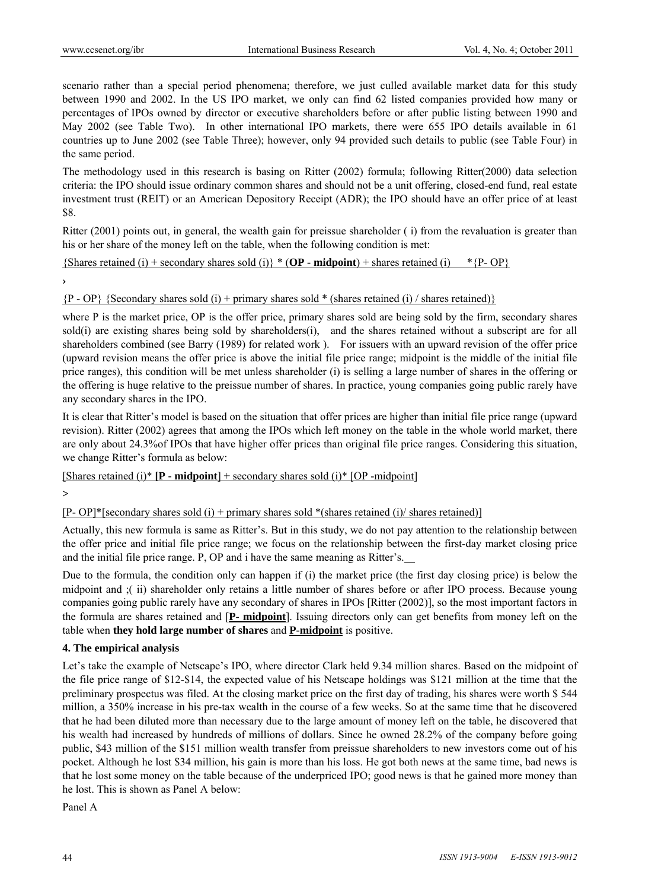scenario rather than a special period phenomena; therefore, we just culled available market data for this study between 1990 and 2002. In the US IPO market, we only can find 62 listed companies provided how many or percentages of IPOs owned by director or executive shareholders before or after public listing between 1990 and May 2002 (see Table Two). In other international IPO markets, there were 655 IPO details available in 61 countries up to June 2002 (see Table Three); however, only 94 provided such details to public (see Table Four) in the same period.

The methodology used in this research is basing on Ritter (2002) formula; following Ritter(2000) data selection criteria: the IPO should issue ordinary common shares and should not be a unit offering, closed-end fund, real estate investment trust (REIT) or an American Depository Receipt (ADR); the IPO should have an offer price of at least \$8.

Ritter (2001) points out, in general, the wealth gain for preissue shareholder ( i) from the revaluation is greater than his or her share of the money left on the table, when the following condition is met:

{Shares retained (i) + secondary shares sold (i)} * (**OP - midpoint**) + shares retained (i) *{P- OP}

›

{P - OP} {Secondary shares sold (i) + primary shares sold * (shares retained (i) / shares retained)}

where P is the market price, OP is the offer price, primary shares sold are being sold by the firm, secondary shares sold(i) are existing shares being sold by shareholders(i), and the shares retained without a subscript are for all shareholders combined (see Barry (1989) for related work ). For issuers with an upward revision of the offer price (upward revision means the offer price is above the initial file price range; midpoint is the middle of the initial file price ranges), this condition will be met unless shareholder (i) is selling a large number of shares in the offering or the offering is huge relative to the preissue number of shares. In practice, young companies going public rarely have any secondary shares in the IPO.

It is clear that Ritter's model is based on the situation that offer prices are higher than initial file price range (upward revision). Ritter (2002) agrees that among the IPOs which left money on the table in the whole world market, there are only about 24.3%of IPOs that have higher offer prices than original file price ranges. Considering this situation, we change Ritter's formula as below:

[Shares retained (i)* **[P - midpoint]** + secondary shares sold (i)* [OP -midpoint]

>

[P- OP]*[secondary shares sold (i) + primary shares sold *(shares retained (i)/ shares retained)]

Actually, this new formula is same as Ritter's. But in this study, we do not pay attention to the relationship between the offer price and initial file price range; we focus on the relationship between the first-day market closing price and the initial file price range. P, OP and i have the same meaning as Ritter's.

Due to the formula, the condition only can happen if (i) the market price (the first day closing price) is below the midpoint and ;( ii) shareholder only retains a little number of shares before or after IPO process. Because young companies going public rarely have any secondary of shares in IPOs [Ritter (2002)], so the most important factors in the formula are shares retained and [**P- midpoint**]. Issuing directors only can get benefits from money left on the table when **they hold large number of shares** and **P-midpoint** is positive.

## 4. The empirical analysis

Let's take the example of Netscape's IPO, where director Clark held 9.34 million shares. Based on the midpoint of the file price range of \$12-\$14, the expected value of his Netscape holdings was \$121 million at the time that the preliminary prospectus was filed. At the closing market price on the first day of trading, his shares were worth \$ 544 million, a 350% increase in his pre-tax wealth in the course of a few weeks. So at the same time that he discovered that he had been diluted more than necessary due to the large amount of money left on the table, he discovered that his wealth had increased by hundreds of millions of dollars. Since he owned 28.2% of the company before going public, \$43 million of the \$151 million wealth transfer from preissue shareholders to new investors come out of his pocket. Although he lost \$34 million, his gain is more than his loss. He got both news at the same time, bad news is that he lost some money on the table because of the underpriced IPO; good news is that he gained more money than he lost. This is shown as Panel A below:

Panel A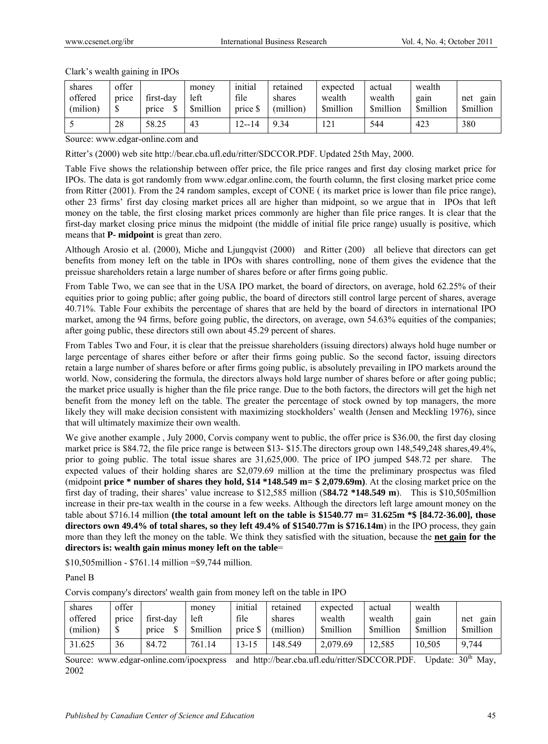Clark's wealth gaining in IPOs

| shares offered (milion) | offer price $ | first-day price $ | money left $million | initial file price $ | retained shares (million) | expected wealth $million | actual wealth $million | wealth gain $million | net gain $million |
|---|---|---|---|---|---|---|---|---|---|
| 5 | 28 | 58.25 | 43 | 12--14 | 9.34 | 121 | 544 | 423 | 380 |

Source: www.edgar-online.com and

Ritter's (2000) web site http://bear.cba.ufl.edu/ritter/SDCCOR.PDF. Updated 25th May, 2000.

Table Five shows the relationship between offer price, the file price ranges and first day closing market price for IPOs. The data is got randomly from www.edgar.online.com, the fourth column, the first closing market price come from Ritter (2001). From the 24 random samples, except of CONE ( its market price is lower than file price range), other 23 firms' first day closing market prices all are higher than midpoint, so we argue that in IPOs that left money on the table, the first closing market prices commonly are higher than file price ranges. It is clear that the first-day market closing price minus the midpoint (the middle of initial file price range) usually is positive, which means that **P- midpoint** is great than zero.

Although Arosio et al. (2000), Miche and Ljungqvist (2000) and Ritter (200) all believe that directors can get benefits from money left on the table in IPOs with shares controlling, none of them gives the evidence that the preissue shareholders retain a large number of shares before or after firms going public.

From Table Two, we can see that in the USA IPO market, the board of directors, on average, hold 62.25% of their equities prior to going public; after going public, the board of directors still control large percent of shares, average 40.71%. Table Four exhibits the percentage of shares that are held by the board of directors in international IPO market, among the 94 firms, before going public, the directors, on average, own 54.63% equities of the companies; after going public, these directors still own about 45.29 percent of shares.

From Tables Two and Four, it is clear that the preissue shareholders (issuing directors) always hold huge number or large percentage of shares either before or after their firms going public. So the second factor, issuing directors retain a large number of shares before or after firms going public, is absolutely prevailing in IPO markets around the world. Now, considering the formula, the directors always hold large number of shares before or after going public; the market price usually is higher than the file price range. Due to the both factors, the directors will get the high net benefit from the money left on the table. The greater the percentage of stock owned by top managers, the more likely they will make decision consistent with maximizing stockholders' wealth (Jensen and Meckling 1976), since that will ultimately maximize their own wealth.

We give another example , July 2000, Corvis company went to public, the offer price is $36.00, the first day closing market price is $84.72, the file price range is between $13- $15.The directors group own 148,549,248 shares,49.4%, prior to going public. The total issue shares are 31,625,000. The price of IPO jumped $48.72 per share. The expected values of their holding shares are $2,079.69 million at the time the preliminary prospectus was filed (midpoint **price * number of shares they hold, $14 *148.549 m= $ 2,079.69m)**. At the closing market price on the first day of trading, their shares' value increase to $12,585 million ($**84.72 *148.549 m**). This is $10,505million increase in their pre-tax wealth in the course in a few weeks. Although the directors left large amount money on the table about $716.14 million **(the total amount left on the table is $1540.77 m= 31.625m *$ [84.72-36.00], those directors own 49.4% of total shares, so they left 49.4% of $1540.77m is $716.14m**) in the IPO process, they gain more than they left the money on the table. We think they satisfied with the situation, because the **net gain for the directors is: wealth gain minus money left on the table**=

$10,505million - $761.14 million =$9,744 million.

Panel B

Corvis company's directors' wealth gain from money left on the table in IPO

| shares offered (milion) | offer price $ | first-day price $ | money left $million | initial file price $ | retained shares (million) | expected wealth $million | actual wealth $million | wealth gain $million | net gain $million |
|---|---|---|---|---|---|---|---|---|---|
| 31.625 | 36 | 84.72 | 761.14 | 13-15 | 148.549 | 2,079.69 | 12,585 | 10,505 | 9,744 |

Source: www.edgar-online.com/ipoexpress and http://bear.cba.ufl.edu/ritter/SDCCOR.PDF. Update: 30th May, 2002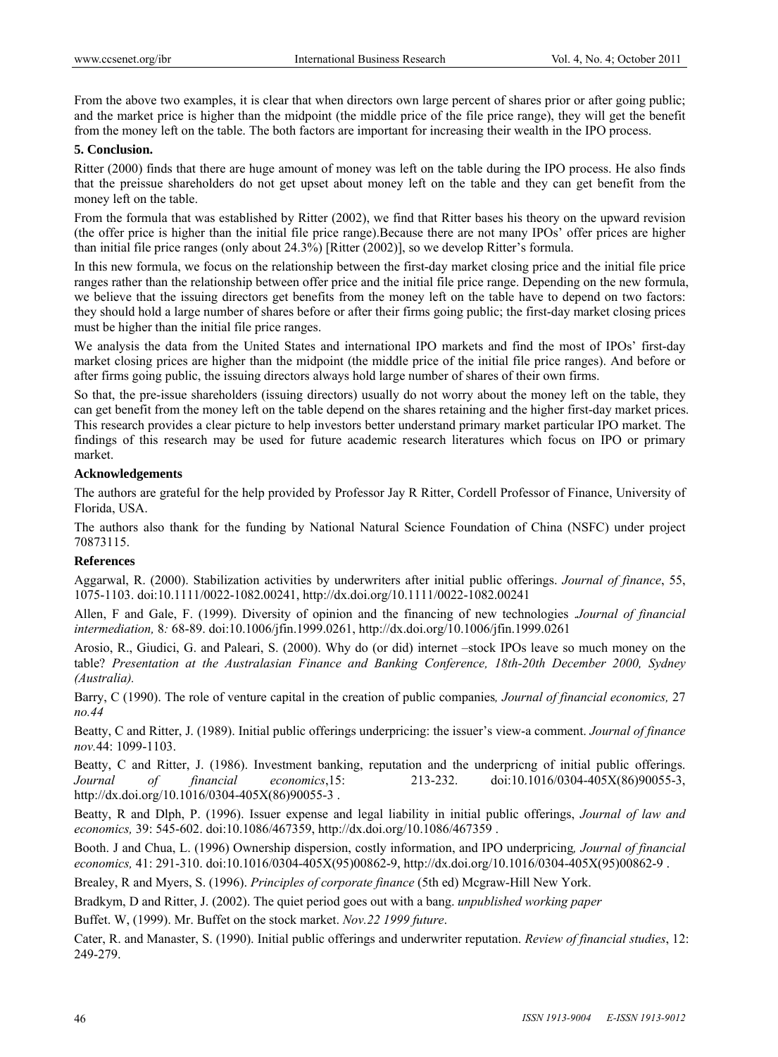From the above two examples, it is clear that when directors own large percent of shares prior or after going public; and the market price is higher than the midpoint (the middle price of the file price range), they will get the benefit from the money left on the table. The both factors are important for increasing their wealth in the IPO process.

## 5. Conclusion.

Ritter (2000) finds that there are huge amount of money was left on the table during the IPO process. He also finds that the preissue shareholders do not get upset about money left on the table and they can get benefit from the money left on the table.

From the formula that was established by Ritter (2002), we find that Ritter bases his theory on the upward revision (the offer price is higher than the initial file price range).Because there are not many IPOs' offer prices are higher than initial file price ranges (only about 24.3%) [Ritter (2002)], so we develop Ritter's formula.

In this new formula, we focus on the relationship between the first-day market closing price and the initial file price ranges rather than the relationship between offer price and the initial file price range. Depending on the new formula, we believe that the issuing directors get benefits from the money left on the table have to depend on two factors: they should hold a large number of shares before or after their firms going public; the first-day market closing prices must be higher than the initial file price ranges.

We analysis the data from the United States and international IPO markets and find the most of IPOs' first-day market closing prices are higher than the midpoint (the middle price of the initial file price ranges). And before or after firms going public, the issuing directors always hold large number of shares of their own firms.

So that, the pre-issue shareholders (issuing directors) usually do not worry about the money left on the table, they can get benefit from the money left on the table depend on the shares retaining and the higher first-day market prices. This research provides a clear picture to help investors better understand primary market particular IPO market. The findings of this research may be used for future academic research literatures which focus on IPO or primary market.

## Acknowledgements

The authors are grateful for the help provided by Professor Jay R Ritter, Cordell Professor of Finance, University of Florida, USA.

The authors also thank for the funding by National Natural Science Foundation of China (NSFC) under project 70873115.

## References

Aggarwal, R. (2000). Stabilization activities by underwriters after initial public offerings. *Journal of finance*, 55, 1075-1103. doi:10.1111/0022-1082.00241, http://dx.doi.org/10.1111/0022-1082.00241

Allen, F and Gale, F. (1999). Diversity of opinion and the financing of new technologies .*Journal of financial intermediation,* 8*:* 68-89. doi:10.1006/jfin.1999.0261, http://dx.doi.org/10.1006/jfin.1999.0261

Arosio, R., Giudici, G. and Paleari, S. (2000). Why do (or did) internet –stock IPOs leave so much money on the table? *Presentation at the Australasian Finance and Banking Conference, 18th-20th December 2000, Sydney (Australia).*

Barry, C (1990). The role of venture capital in the creation of public companies*, Journal of financial economics,* 27 *no.44*

Beatty, C and Ritter, J. (1989). Initial public offerings underpricing: the issuer's view-a comment. *Journal of finance nov.*44: 1099-1103.

Beatty, C and Ritter, J. (1986). Investment banking, reputation and the underpricng of initial public offerings. *Journal of financial economics*,15: 213-232. doi:10.1016/0304-405X(86)90055-3, http://dx.doi.org/10.1016/0304-405X(86)90055-3 .

Beatty, R and Dlph, P. (1996). Issuer expense and legal liability in initial public offerings, *Journal of law and economics,* 39: 545-602. doi:10.1086/467359, http://dx.doi.org/10.1086/467359 .

Booth. J and Chua, L. (1996) Ownership dispersion, costly information, and IPO underpricing*, Journal of financial economics,* 41: 291-310. doi:10.1016/0304-405X(95)00862-9, http://dx.doi.org/10.1016/0304-405X(95)00862-9 .

Brealey, R and Myers, S. (1996). *Principles of corporate finance* (5th ed) Mcgraw-Hill New York.

Bradkym, D and Ritter, J. (2002). The quiet period goes out with a bang. *unpublished working paper*

Buffet. W, (1999). Mr. Buffet on the stock market. *Nov.22 1999 future*.

Cater, R. and Manaster, S. (1990). Initial public offerings and underwriter reputation. *Review of financial studies*, 12: 249-279.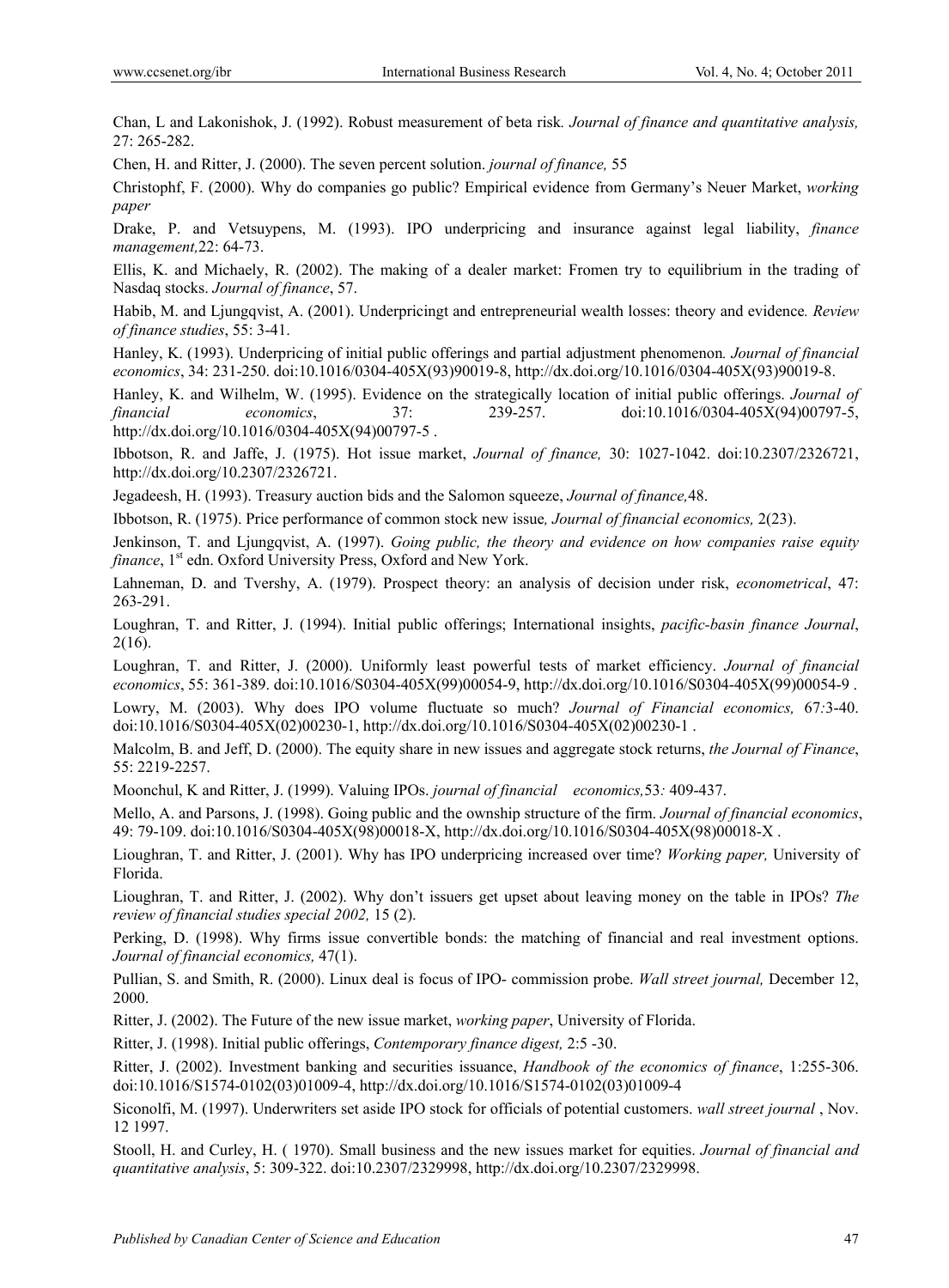Chan, L and Lakonishok, J. (1992). Robust measurement of beta risk*. Journal of finance and quantitative analysis,* 27: 265-282.

Chen, H. and Ritter, J. (2000). The seven percent solution. *journal of finance,* 55

Christophf, F. (2000). Why do companies go public? Empirical evidence from Germany's Neuer Market, *working paper*

Drake, P. and Vetsuypens, M. (1993). IPO underpricing and insurance against legal liability, *finance management,*22: 64-73.

Ellis, K. and Michaely, R. (2002). The making of a dealer market: Fromen try to equilibrium in the trading of Nasdaq stocks. *Journal of finance*, 57.

Habib, M. and Ljungqvist, A. (2001). Underpricingt and entrepreneurial wealth losses: theory and evidence*. Review of finance studies*, 55: 3-41.

Hanley, K. (1993). Underpricing of initial public offerings and partial adjustment phenomenon*. Journal of financial economics*, 34: 231-250. doi:10.1016/0304-405X(93)90019-8, http://dx.doi.org/10.1016/0304-405X(93)90019-8.

Hanley, K. and Wilhelm, W. (1995). Evidence on the strategically location of initial public offerings. *Journal of financial economics*, 37: 239-257. doi:10.1016/0304-405X(94)00797-5, http://dx.doi.org/10.1016/0304-405X(94)00797-5 .

Ibbotson, R. and Jaffe, J. (1975). Hot issue market, *Journal of finance,* 30: 1027-1042. doi:10.2307/2326721, http://dx.doi.org/10.2307/2326721.

Jegadeesh, H. (1993). Treasury auction bids and the Salomon squeeze, *Journal of finance,*48.

Ibbotson, R. (1975). Price performance of common stock new issue*, Journal of financial economics,* 2(23).

Jenkinson, T. and Ljungqvist, A. (1997). *Going public, the theory and evidence on how companies raise equity finance*, 1st edn. Oxford University Press, Oxford and New York.

Lahneman, D. and Tvershy, A. (1979). Prospect theory: an analysis of decision under risk, *econometrical*, 47: 263-291.

Loughran, T. and Ritter, J. (1994). Initial public offerings; International insights, *pacific-basin finance Journal*, 2(16).

Loughran, T. and Ritter, J. (2000). Uniformly least powerful tests of market efficiency. *Journal of financial economics*, 55: 361-389. doi:10.1016/S0304-405X(99)00054-9, http://dx.doi.org/10.1016/S0304-405X(99)00054-9 .

Lowry, M. (2003). Why does IPO volume fluctuate so much? *Journal of Financial economics,* 67*:*3-40. doi:10.1016/S0304-405X(02)00230-1, http://dx.doi.org/10.1016/S0304-405X(02)00230-1 .

Malcolm, B. and Jeff, D. (2000). The equity share in new issues and aggregate stock returns, *the Journal of Finance*, 55: 2219-2257.

Moonchul, K and Ritter, J. (1999). Valuing IPOs. *journal of financial economics,*53*:* 409-437.

Mello, A. and Parsons, J. (1998). Going public and the ownship structure of the firm. *Journal of financial economics*, 49: 79-109. doi:10.1016/S0304-405X(98)00018-X, http://dx.doi.org/10.1016/S0304-405X(98)00018-X .

Lioughran, T. and Ritter, J. (2001). Why has IPO underpricing increased over time? *Working paper,* University of Florida.

Lioughran, T. and Ritter, J. (2002). Why don't issuers get upset about leaving money on the table in IPOs? *The review of financial studies special 2002,* 15 (2).

Perking, D. (1998). Why firms issue convertible bonds: the matching of financial and real investment options. *Journal of financial economics,* 47(1).

Pullian, S. and Smith, R. (2000). Linux deal is focus of IPO- commission probe. *Wall street journal,* December 12, 2000.

Ritter, J. (2002). The Future of the new issue market, *working paper*, University of Florida.

Ritter, J. (1998). Initial public offerings, *Contemporary finance digest,* 2:5 -30.

Ritter, J. (2002). Investment banking and securities issuance, *Handbook of the economics of finance*, 1:255-306. doi:10.1016/S1574-0102(03)01009-4, http://dx.doi.org/10.1016/S1574-0102(03)01009-4

Siconolfi, M. (1997). Underwriters set aside IPO stock for officials of potential customers. *wall street journal* , Nov. 12 1997.

Stooll, H. and Curley, H. ( 1970). Small business and the new issues market for equities. *Journal of financial and quantitative analysis*, 5: 309-322. doi:10.2307/2329998, http://dx.doi.org/10.2307/2329998.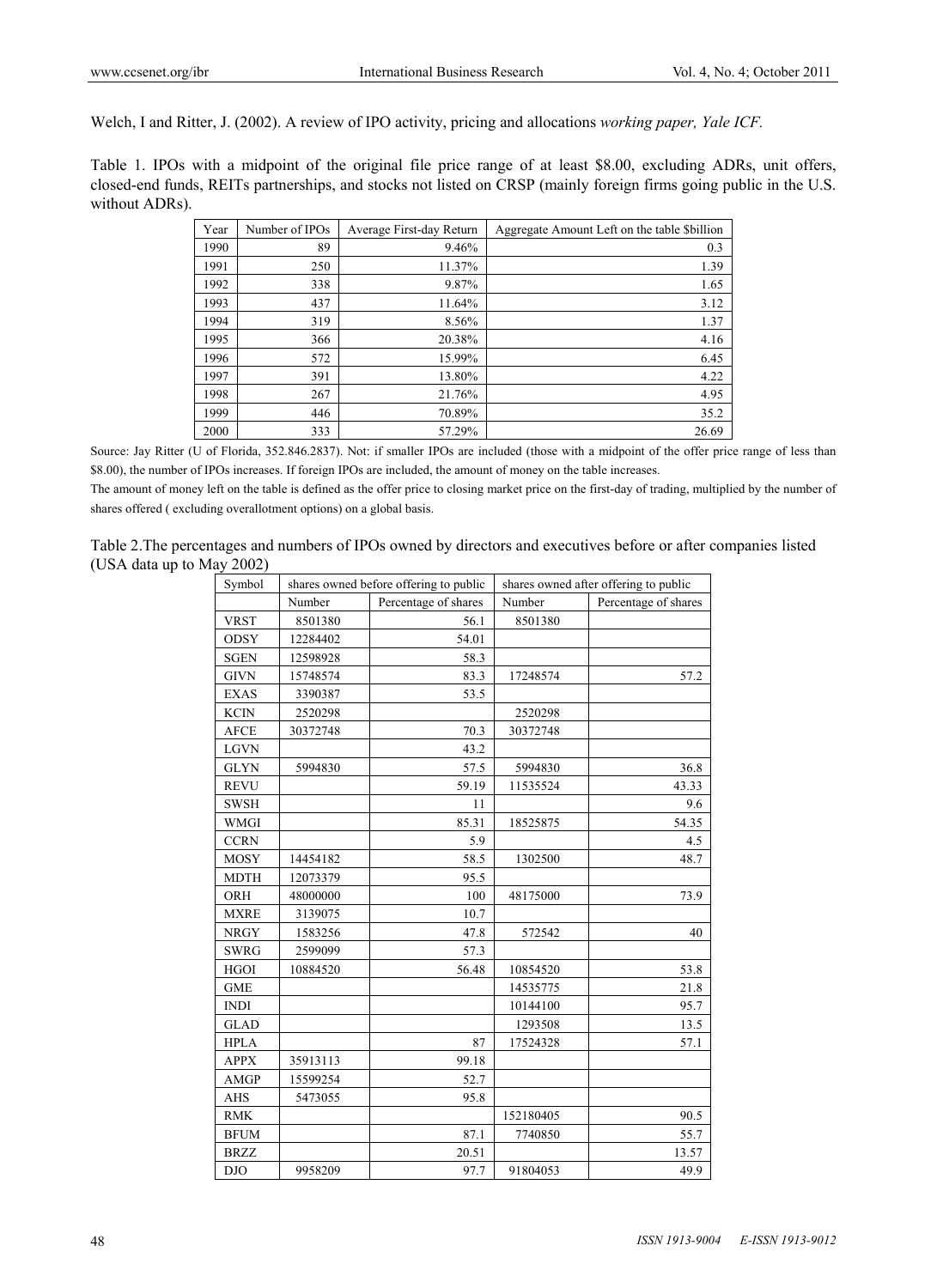Welch, I and Ritter, J. (2002). A review of IPO activity, pricing and allocations *working paper, Yale ICF.*

Table 1. IPOs with a midpoint of the original file price range of at least $8.00, excluding ADRs, unit offers, closed-end funds, REITs partnerships, and stocks not listed on CRSP (mainly foreign firms going public in the U.S. without ADRs).

| Year | Number of IPOs | Average First-day Return | Aggregate Amount Left on the table $billion |
|---|---|---|---|
| 1990 | 89 | 9.46% | 0.3 |
| 1991 | 250 | 11.37% | 1.39 |
| 1992 | 338 | 9.87% | 1.65 |
| 1993 | 437 | 11.64% | 3.12 |
| 1994 | 319 | 8.56% | 1.37 |
| 1995 | 366 | 20.38% | 4.16 |
| 1996 | 572 | 15.99% | 6.45 |
| 1997 | 391 | 13.80% | 4.22 |
| 1998 | 267 | 21.76% | 4.95 |
| 1999 | 446 | 70.89% | 35.2 |
| 2000 | 333 | 57.29% | 26.69 |

Source: Jay Ritter (U of Florida, 352.846.2837). Not: if smaller IPOs are included (those with a midpoint of the offer price range of less than $8.00), the number of IPOs increases. If foreign IPOs are included, the amount of money on the table increases.

The amount of money left on the table is defined as the offer price to closing market price on the first-day of trading, multiplied by the number of shares offered ( excluding overallotment options) on a global basis.

Table 2.The percentages and numbers of IPOs owned by directors and executives before or after companies listed (USA data up to May 2002)

| Symbol | shares owned before offering to public | | shares owned after offering to public | |
|---|---|---|---|---|
| | Number | Percentage of shares | Number | Percentage of shares |
| VRST | 8501380 | 56.1 | 8501380 | |
| ODSY | 12284402 | 54.01 | | |
| SGEN | 12598928 | 58.3 | | |
| GIVN | 15748574 | 83.3 | 17248574 | 57.2 |
| EXAS | 3390387 | 53.5 | | |
| KCIN | 2520298 | | 2520298 | |
| AFCE | 30372748 | 70.3 | 30372748 | |
| LGVN | | 43.2 | | |
| GLYN | 5994830 | 57.5 | 5994830 | 36.8 |
| REVU | | 59.19 | 11535524 | 43.33 |
| SWSH | | 11 | | 9.6 |
| WMGI | | 85.31 | 18525875 | 54.35 |
| CCRN | | 5.9 | | 4.5 |
| MOSY | 14454182 | 58.5 | 1302500 | 48.7 |
| MDTH | 12073379 | 95.5 | | |
| ORH | 48000000 | 100 | 48175000 | 73.9 |
| MXRE | 3139075 | 10.7 | | |
| NRGY | 1583256 | 47.8 | 572542 | 40 |
| SWRG | 2599099 | 57.3 | | |
| HGOI | 10884520 | 56.48 | 10854520 | 53.8 |
| GME | | | 14535775 | 21.8 |
| INDI | | | 10144100 | 95.7 |
| GLAD | | | 1293508 | 13.5 |
| HPLA | | 87 | 17524328 | 57.1 |
| APPX | 35913113 | 99.18 | | |
| AMGP | 15599254 | 52.7 | | |
| AHS | 5473055 | 95.8 | | |
| RMK | | | 152180405 | 90.5 |
| BFUM | | 87.1 | 7740850 | 55.7 |
| BRZZ | | 20.51 | | 13.57 |
| DJO | 9958209 | 97.7 | 91804053 | 49.9 |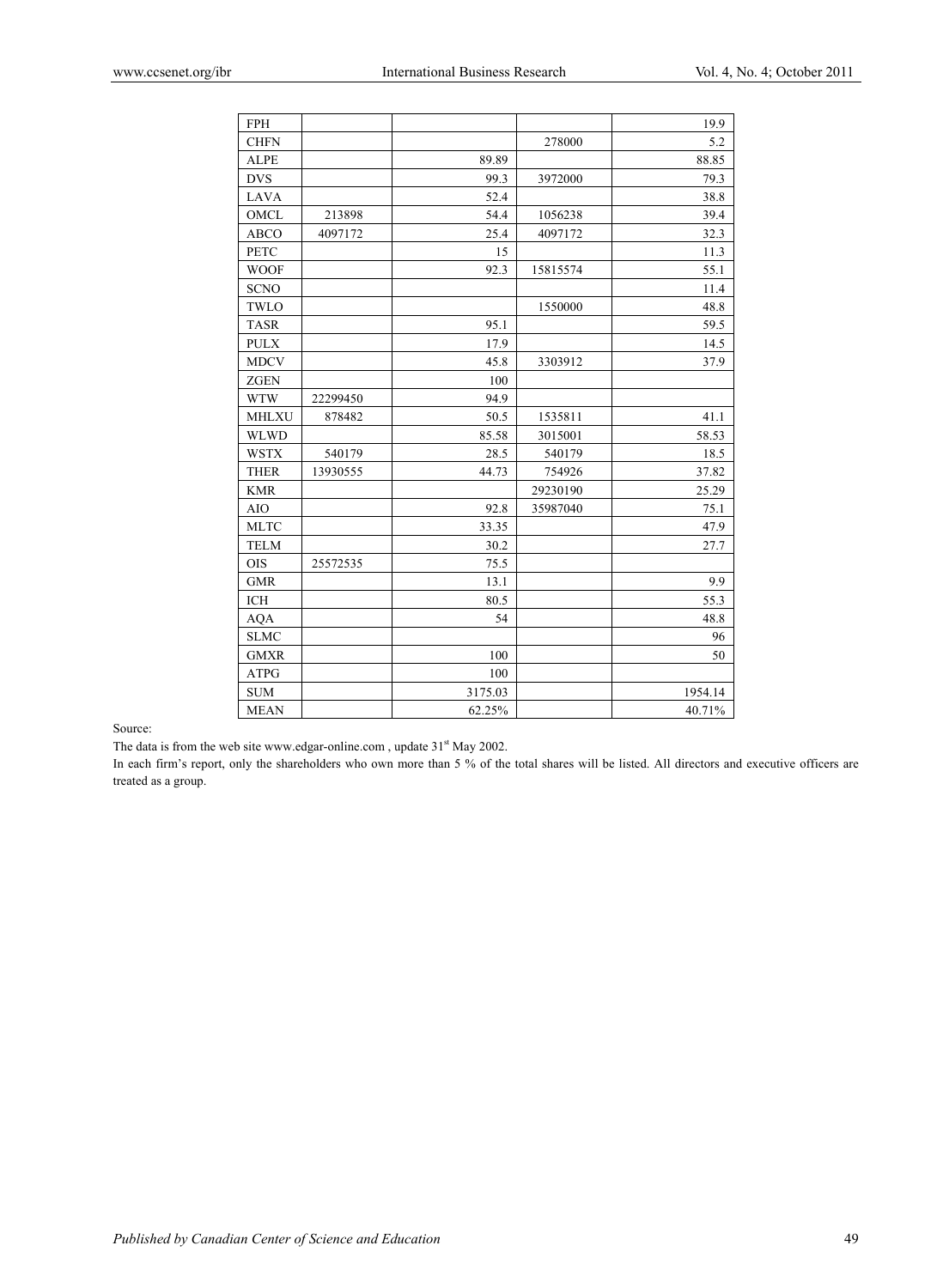| | | | | |
|---|---|---|---|---|
| FPH | | | | 19.9 |
| CHFN | | | 278000 | 5.2 |
| ALPE | | 89.89 | | 88.85 |
| DVS | | 99.3 | 3972000 | 79.3 |
| LAVA | | 52.4 | | 38.8 |
| OMCL | 213898 | 54.4 | 1056238 | 39.4 |
| ABCO | 4097172 | 25.4 | 4097172 | 32.3 |
| PETC | | 15 | | 11.3 |
| WOOF | | 92.3 | 15815574 | 55.1 |
| SCNO | | | | 11.4 |
| TWLO | | | 1550000 | 48.8 |
| TASR | | 95.1 | | 59.5 |
| PULX | | 17.9 | | 14.5 |
| MDCV | | 45.8 | 3303912 | 37.9 |
| ZGEN | | 100 | | |
| WTW | 22299450 | 94.9 | | |
| MHLXU | 878482 | 50.5 | 1535811 | 41.1 |
| WLWD | | 85.58 | 3015001 | 58.53 |
| WSTX | 540179 | 28.5 | 540179 | 18.5 |
| THER | 13930555 | 44.73 | 754926 | 37.82 |
| KMR | | | 29230190 | 25.29 |
| AIO | | 92.8 | 35987040 | 75.1 |
| MLTC | | 33.35 | | 47.9 |
| TELM | | 30.2 | | 27.7 |
| OIS | 25572535 | 75.5 | | |
| GMR | | 13.1 | | 9.9 |
| ICH | | 80.5 | | 55.3 |
| AQA | | 54 | | 48.8 |
| SLMC | | | | 96 |
| GMXR | | 100 | | 50 |
| ATPG | | 100 | | |
| SUM | | 3175.03 | | 1954.14 |
| MEAN | | 62.25% | | 40.71% |

Source:

The data is from the web site www.edgar-online.com , update 31st May 2002.

In each firm's report, only the shareholders who own more than 5 % of the total shares will be listed. All directors and executive officers are treated as a group.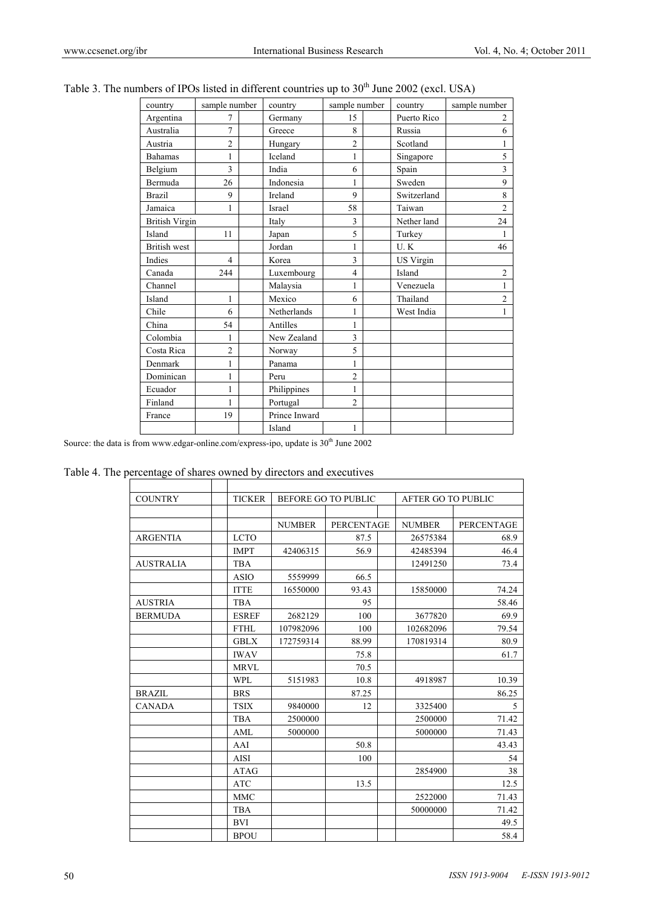Table 3. The numbers of IPOs listed in different countries up to 30th June 2002 (excl. USA)

| country | sample number | | country | sample number | | country | sample number |
|---|---|---|---|---|---|---|---|
| Argentina | 7 | | Germany | 15 | | Puerto Rico | 2 |
| Australia | 7 | | Greece | 8 | | Russia | 6 |
| Austria | 2 | | Hungary | 2 | | Scotland | 1 |
| Bahamas | 1 | | Iceland | 1 | | Singapore | 5 |
| Belgium | 3 | | India | 6 | | Spain | 3 |
| Bermuda | 26 | | Indonesia | 1 | | Sweden | 9 |
| Brazil | 9 | | Ireland | 9 | | Switzerland | 8 |
| Jamaica | 1 | | Israel | 58 | | Taiwan | 2 |
| British Virgin Island | 11 | | Italy | 3 | | Nether land | 24 |
| | | | Japan | 5 | | Turkey | 1 |
| British west Indies | 4 | | Jordan | 1 | | U. K | 46 |
| | | | Korea | 3 | | US Virgin Island | 2 |
| Canada | 244 | | Luxembourg | 4 | | | |
| Channel Island | 1 | | Malaysia | 1 | | Venezuela | 1 |
| | | | Mexico | 6 | | Thailand | 2 |
| Chile | 6 | | Netherlands Antilles | 1 | | West India | 1 |
| China | 54 | | | | | | |
| Colombia | 1 | | New Zealand | 3 | | | |
| Costa Rica | 2 | | Norway | 5 | | | |
| Denmark | 1 | | Panama | 1 | | | |
| Dominican | 1 | | Peru | 2 | | | |
| Ecuador | 1 | | Philippines | 1 | | | |
| Finland | 1 | | Portugal | 2 | | | |
| France | 19 | | Prince Inward Island | 1 | | | |

Source: the data is from www.edgar-online.com/express-ipo, update is 30th June 2002

Table 4. The percentage of shares owned by directors and executives

| COUNTRY | | TICKER | BEFORE GO TO PUBLIC | | | AFTER GO TO PUBLIC | |
|---|---|---|---|---|---|---|---|
| | | | NUMBER | PERCENTAGE | | NUMBER | PERCENTAGE |
| ARGENTIA | | LCTO | | 87.5 | | 26575384 | 68.9 |
| | | IMPT | 42406315 | 56.9 | | 42485394 | 46.4 |
| AUSTRALIA | | TBA | | | | 12491250 | 73.4 |
| | | ASIO | 5559999 | 66.5 | | | |
| | | ITTE | 16550000 | 93.43 | | 15850000 | 74.24 |
| AUSTRIA | | TBA | | 95 | | | 58.46 |
| BERMUDA | | ESREF | 2682129 | 100 | | 3677820 | 69.9 |
| | | FTHL | 107982096 | 100 | | 102682096 | 79.54 |
| | | GBLX | 172759314 | 88.99 | | 170819314 | 80.9 |
| | | IWAV | | 75.8 | | | 61.7 |
| | | MRVL | | 70.5 | | | |
| | | WPL | 5151983 | 10.8 | | 4918987 | 10.39 |
| BRAZIL | | BRS | | 87.25 | | | 86.25 |
| CANADA | | TSIX | 9840000 | 12 | | 3325400 | 5 |
| | | TBA | 2500000 | | | 2500000 | 71.42 |
| | | AML | 5000000 | | | 5000000 | 71.43 |
| | | AAI | | 50.8 | | | 43.43 |
| | | AISI | | 100 | | | 54 |
| | | ATAG | | | | 2854900 | 38 |
| | | ATC | | 13.5 | | | 12.5 |
| | | MMC | | | | 2522000 | 71.43 |
| | | TBA | | | | 50000000 | 71.42 |
| | | BVI | | | | | 49.5 |
| | | BPOU | | | | | 58.4 |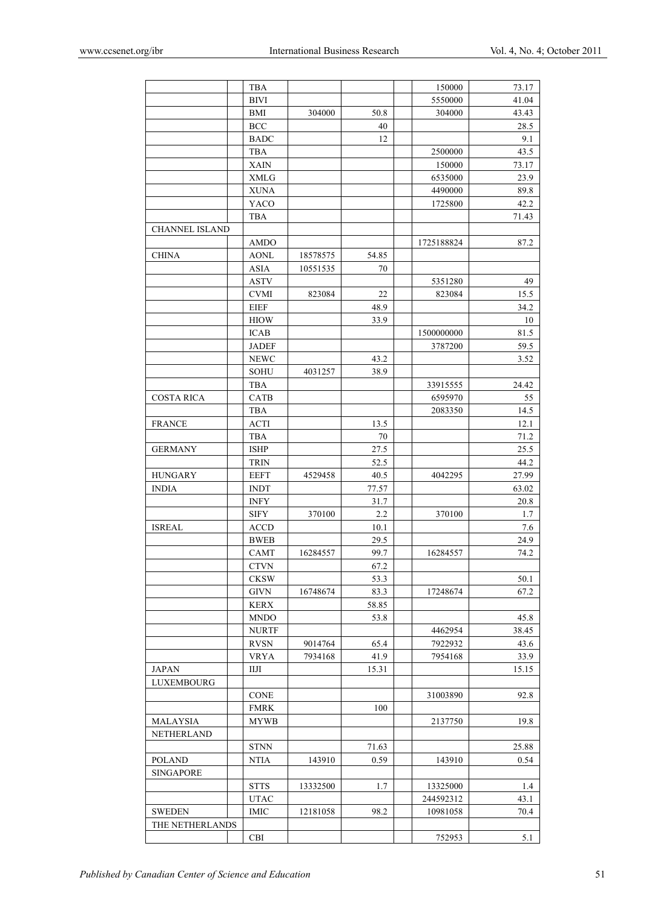| | | | | | | |
|---|---|---|---|---|---|---|
| | | TBA | | | | 150000 | 73.17 |
| | | BIVI | | | | 5550000 | 41.04 |
| | | BMI | 304000 | 50.8 | | 304000 | 43.43 |
| | | BCC | | 40 | | | 28.5 |
| | | BADC | | 12 | | | 9.1 |
| | | TBA | | | | 2500000 | 43.5 |
| | | XAIN | | | | 150000 | 73.17 |
| | | XMLG | | | | 6535000 | 23.9 |
| | | XUNA | | | | 4490000 | 89.8 |
| | | YACO | | | | 1725800 | 42.2 |
| | | TBA | | | | | 71.43 |
| CHANNEL ISLAND | | | | | | | |
| | | AMDO | | | | 1725188824 | 87.2 |
| CHINA | | AONL | 18578575 | 54.85 | | | |
| | | ASIA | 10551535 | 70 | | | |
| | | ASTV | | | | 5351280 | 49 |
| | | CVMI | 823084 | 22 | | 823084 | 15.5 |
| | | EIEF | | 48.9 | | | 34.2 |
| | | HIOW | | 33.9 | | | 10 |
| | | ICAB | | | | 1500000000 | 81.5 |
| | | JADEF | | | | 3787200 | 59.5 |
| | | NEWC | | 43.2 | | | 3.52 |
| | | SOHU | 4031257 | 38.9 | | | |
| | | TBA | | | | 33915555 | 24.42 |
| COSTA RICA | | CATB | | | | 6595970 | 55 |
| | | TBA | | | | 2083350 | 14.5 |
| FRANCE | | ACTI | | 13.5 | | | 12.1 |
| | | TBA | | 70 | | | 71.2 |
| GERMANY | | ISHP | | 27.5 | | | 25.5 |
| | | TRIN | | 52.5 | | | 44.2 |
| HUNGARY | | EEFT | 4529458 | 40.5 | | 4042295 | 27.99 |
| INDIA | | INDT | | 77.57 | | | 63.02 |
| | | INFY | | 31.7 | | | 20.8 |
| | | SIFY | 370100 | 2.2 | | 370100 | 1.7 |
| ISREAL | | ACCD | | 10.1 | | | 7.6 |
| | | BWEB | | 29.5 | | | 24.9 |
| | | CAMT | 16284557 | 99.7 | | 16284557 | 74.2 |
| | | CTVN | | 67.2 | | | |
| | | CKSW | | 53.3 | | | 50.1 |
| | | GIVN | 16748674 | 83.3 | | 17248674 | 67.2 |
| | | KERX | | 58.85 | | | |
| | | MNDO | | 53.8 | | | 45.8 |
| | | NURTF | | | | 4462954 | 38.45 |
| | | RVSN | 9014764 | 65.4 | | 7922932 | 43.6 |
| | | VRYA | 7934168 | 41.9 | | 7954168 | 33.9 |
| JAPAN | | IIJI | | 15.31 | | | 15.15 |
| LUXEMBOURG | | | | | | | |
| | | CONE | | | | 31003890 | 92.8 |
| | | FMRK | | 100 | | | |
| MALAYSIA | | MYWB | | | | 2137750 | 19.8 |
| NETHERLAND | | | | | | | |
| | | STNN | | 71.63 | | | 25.88 |
| POLAND | | NTIA | 143910 | 0.59 | | 143910 | 0.54 |
| SINGAPORE | | | | | | | |
| | | STTS | 13332500 | 1.7 | | 13325000 | 1.4 |
| | | UTAC | | | | 244592312 | 43.1 |
| SWEDEN | | IMIC | 12181058 | 98.2 | | 10981058 | 70.4 |
| THE NETHERLANDS | | | | | | | |
| | | CBI | | | | 752953 | 5.1 |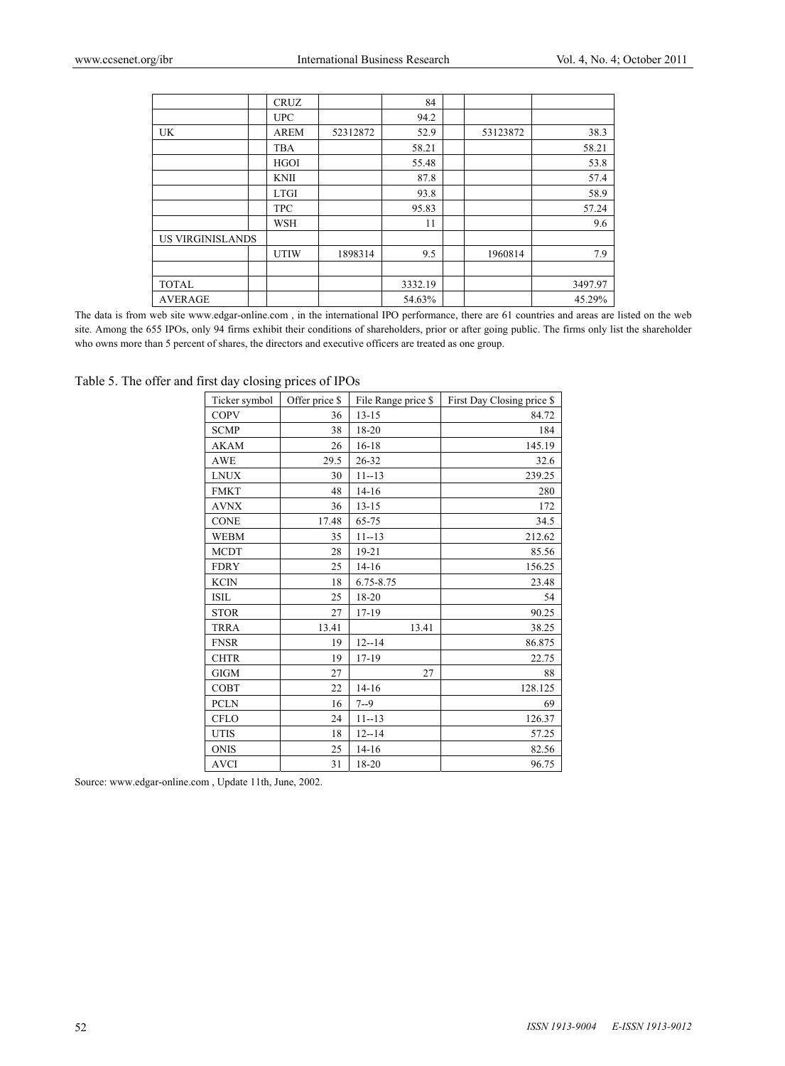| | | | | | | |
|---|---|---|---|---|---|---|
| | | CRUZ | | 84 | | |
| | | UPC | | 94.2 | | |
| UK | | AREM | 52312872 | 52.9 | 53123872 | 38.3 |
| | | TBA | | 58.21 | | 58.21 |
| | | HGOI | | 55.48 | | 53.8 |
| | | KNII | | 87.8 | | 57.4 |
| | | LTGI | | 93.8 | | 58.9 |
| | | TPC | | 95.83 | | 57.24 |
| | | WSH | | 11 | | 9.6 |
| US VIRGINISLANDS | | | | | | |
| | | UTIW | 1898314 | 9.5 | 1960814 | 7.9 |
| | | | | | | |
| TOTAL | | | | 3332.19 | | 3497.97 |
| AVERAGE | | | | 54.63% | | 45.29% |

The data is from web site www.edgar-online.com , in the international IPO performance, there are 61 countries and areas are listed on the web site. Among the 655 IPOs, only 94 firms exhibit their conditions of shareholders, prior or after going public. The firms only list the shareholder who owns more than 5 percent of shares, the directors and executive officers are treated as one group.

Table 5. The offer and first day closing prices of IPOs

| Ticker symbol | Offer price $ | File Range price $ | First Day Closing price $ |
|---|---|---|---|
| COPV | 36 | 13-15 | 84.72 |
| SCMP | 38 | 18-20 | 184 |
| AKAM | 26 | 16-18 | 145.19 |
| AWE | 29.5 | 26-32 | 32.6 |
| LNUX | 30 | 11--13 | 239.25 |
| FMKT | 48 | 14-16 | 280 |
| AVNX | 36 | 13-15 | 172 |
| CONE | 17.48 | 65-75 | 34.5 |
| WEBM | 35 | 11--13 | 212.62 |
| MCDT | 28 | 19-21 | 85.56 |
| FDRY | 25 | 14-16 | 156.25 |
| KCIN | 18 | 6.75-8.75 | 23.48 |
| ISIL | 25 | 18-20 | 54 |
| STOR | 27 | 17-19 | 90.25 |
| TRRA | 13.41 | 13.41 | 38.25 |
| FNSR | 19 | 12--14 | 86.875 |
| CHTR | 19 | 17-19 | 22.75 |
| GIGM | 27 | 27 | 88 |
| COBT | 22 | 14-16 | 128.125 |
| PCLN | 16 | 7--9 | 69 |
| CFLO | 24 | 11--13 | 126.37 |
| UTIS | 18 | 12--14 | 57.25 |
| ONIS | 25 | 14-16 | 82.56 |
| AVCI | 31 | 18-20 | 96.75 |

Source: www.edgar-online.com , Update 11th, June, 2002.